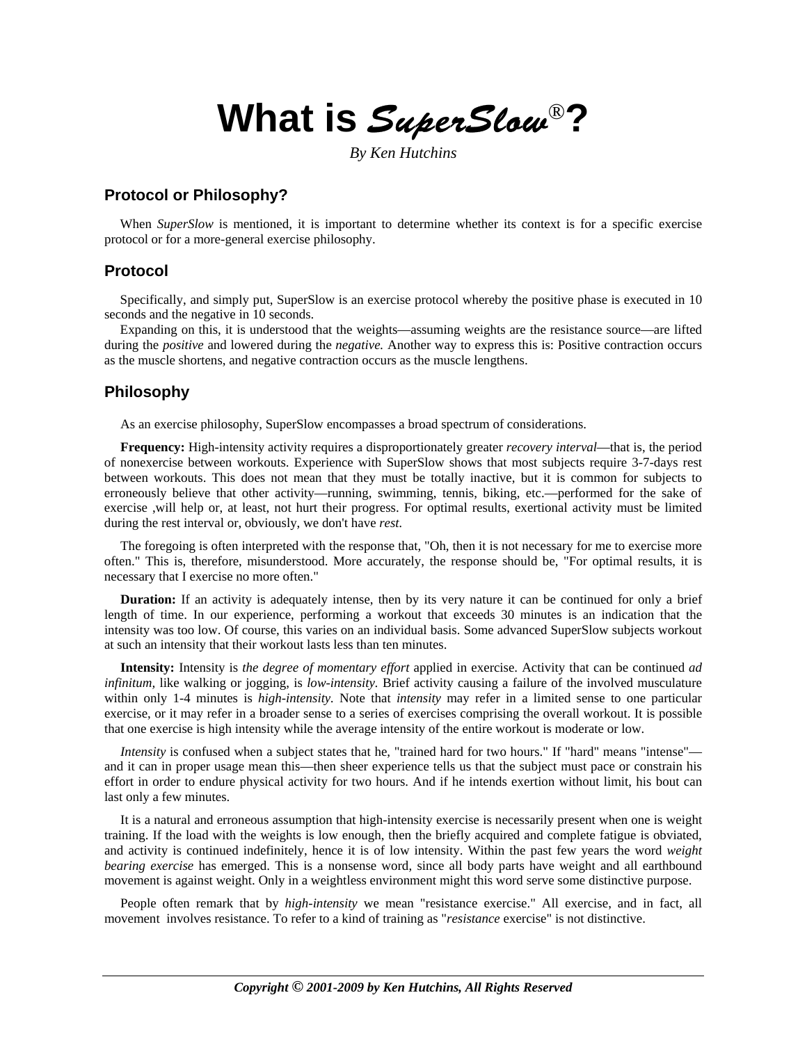# What is *SuperSlow*®?

*By Ken Hutchins*

## Protocol or Philosophy?

When *SuperSlow* is mentioned, it is important to determine whether its context is for a specific exercise protocol or for a more-general exercise philosophy.

## Protocol

Specifically, and simply put, SuperSlow is an exercise protocol whereby the positive phase is executed in 10 seconds and the negative in 10 seconds.

Expanding on this, it is understood that the weights—assuming weights are the resistance source—are lifted during the *positive* and lowered during the *negative.* Another way to express this is: Positive contraction occurs as the muscle shortens, and negative contraction occurs as the muscle lengthens.

## Philosophy

As an exercise philosophy, SuperSlow encompasses a broad spectrum of considerations.

**Frequency:** High-intensity activity requires a disproportionately greater *recovery interval*—that is, the period of nonexercise between workouts. Experience with SuperSlow shows that most subjects require 3-7-days rest between workouts. This does not mean that they must be totally inactive, but it is common for subjects to erroneously believe that other activity—running, swimming, tennis, biking, etc.—performed for the sake of exercise ,will help or, at least, not hurt their progress. For optimal results, exertional activity must be limited during the rest interval or, obviously, we don't have *rest.*

The foregoing is often interpreted with the response that, "Oh, then it is not necessary for me to exercise more often." This is, therefore, misunderstood. More accurately, the response should be, "For optimal results, it is necessary that I exercise no more often."

**Duration:** If an activity is adequately intense, then by its very nature it can be continued for only a brief length of time. In our experience, performing a workout that exceeds 30 minutes is an indication that the intensity was too low. Of course, this varies on an individual basis. Some advanced SuperSlow subjects workout at such an intensity that their workout lasts less than ten minutes.

**Intensity:** Intensity is *the degree of momentary effort* applied in exercise. Activity that can be continued *ad infinitum*, like walking or jogging, is *low-intensity*. Brief activity causing a failure of the involved musculature within only 1-4 minutes is *high-intensity*. Note that *intensity* may refer in a limited sense to one particular exercise, or it may refer in a broader sense to a series of exercises comprising the overall workout. It is possible that one exercise is high intensity while the average intensity of the entire workout is moderate or low.

*Intensity* is confused when a subject states that he, "trained hard for two hours." If "hard" means "intense"—and it can in proper usage mean this—then sheer experience tells us that the subject must pace or constrain his effort in order to endure physical activity for two hours. And if he intends exertion without limit, his bout can last only a few minutes.

It is a natural and erroneous assumption that high-intensity exercise is necessarily present when one is weight training. If the load with the weights is low enough, then the briefly acquired and complete fatigue is obviated, and activity is continued indefinitely, hence it is of low intensity. Within the past few years the word *weight bearing exercise* has emerged. This is a nonsense word, since all body parts have weight and all earthbound movement is against weight. Only in a weightless environment might this word serve some distinctive purpose.

People often remark that by *high-intensity* we mean "resistance exercise." All exercise, and in fact, all movement involves resistance. To refer to a kind of training as "*resistance* exercise" is not distinctive.

***Copyright © 2001-2009 by Ken Hutchins, All Rights Reserved***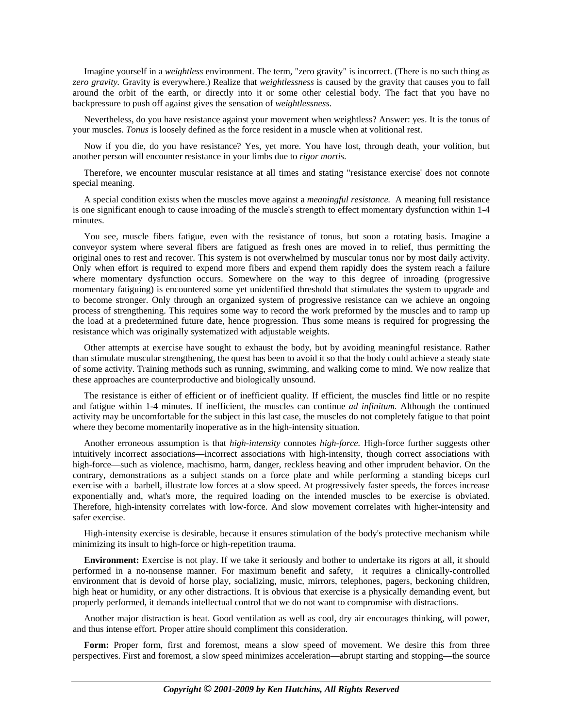Imagine yourself in a *weightless* environment. The term, "zero gravity" is incorrect. (There is no such thing as *zero gravity.* Gravity is everywhere.) Realize that *weightlessness* is caused by the gravity that causes you to fall around the orbit of the earth, or directly into it or some other celestial body. The fact that you have no backpressure to push off against gives the sensation of *weightlessness.*

Nevertheless, do you have resistance against your movement when weightless? Answer: yes. It is the tonus of your muscles. *Tonus* is loosely defined as the force resident in a muscle when at volitional rest.

Now if you die, do you have resistance? Yes, yet more. You have lost, through death, your volition, but another person will encounter resistance in your limbs due to *rigor mortis.*

Therefore, we encounter muscular resistance at all times and stating "resistance exercise' does not connote special meaning.

A special condition exists when the muscles move against a *meaningful resistance.* A meaning full resistance is one significant enough to cause inroading of the muscle's strength to effect momentary dysfunction within 1-4 minutes.

You see, muscle fibers fatigue, even with the resistance of tonus, but soon a rotating basis. Imagine a conveyor system where several fibers are fatigued as fresh ones are moved in to relief, thus permitting the original ones to rest and recover. This system is not overwhelmed by muscular tonus nor by most daily activity. Only when effort is required to expend more fibers and expend them rapidly does the system reach a failure where momentary dysfunction occurs. Somewhere on the way to this degree of inroading (progressive momentary fatiguing) is encountered some yet unidentified threshold that stimulates the system to upgrade and to become stronger. Only through an organized system of progressive resistance can we achieve an ongoing process of strengthening. This requires some way to record the work preformed by the muscles and to ramp up the load at a predetermined future date, hence progression. Thus some means is required for progressing the resistance which was originally systematized with adjustable weights.

Other attempts at exercise have sought to exhaust the body, but by avoiding meaningful resistance. Rather than stimulate muscular strengthening, the quest has been to avoid it so that the body could achieve a steady state of some activity. Training methods such as running, swimming, and walking come to mind. We now realize that these approaches are counterproductive and biologically unsound.

The resistance is either of efficient or of inefficient quality. If efficient, the muscles find little or no respite and fatigue within 1-4 minutes. If inefficient, the muscles can continue *ad infinitum.* Although the continued activity may be uncomfortable for the subject in this last case, the muscles do not completely fatigue to that point where they become momentarily inoperative as in the high-intensity situation.

Another erroneous assumption is that *high-intensity* connotes *high-force.* High-force further suggests other intuitively incorrect associations—incorrect associations with high-intensity, though correct associations with high-force—such as violence, machismo, harm, danger, reckless heaving and other imprudent behavior. On the contrary, demonstrations as a subject stands on a force plate and while performing a standing biceps curl exercise with a barbell, illustrate low forces at a slow speed. At progressively faster speeds, the forces increase exponentially and, what's more, the required loading on the intended muscles to be exercise is obviated. Therefore, high-intensity correlates with low-force. And slow movement correlates with higher-intensity and safer exercise.

High-intensity exercise is desirable, because it ensures stimulation of the body's protective mechanism while minimizing its insult to high-force or high-repetition trauma.

**Environment:** Exercise is not play. If we take it seriously and bother to undertake its rigors at all, it should performed in a no-nonsense manner. For maximum benefit and safety, it requires a clinically-controlled environment that is devoid of horse play, socializing, music, mirrors, telephones, pagers, beckoning children, high heat or humidity, or any other distractions. It is obvious that exercise is a physically demanding event, but properly performed, it demands intellectual control that we do not want to compromise with distractions.

Another major distraction is heat. Good ventilation as well as cool, dry air encourages thinking, will power, and thus intense effort. Proper attire should compliment this consideration.

**Form:** Proper form, first and foremost, means a slow speed of movement. We desire this from three perspectives. First and foremost, a slow speed minimizes acceleration—abrupt starting and stopping—the source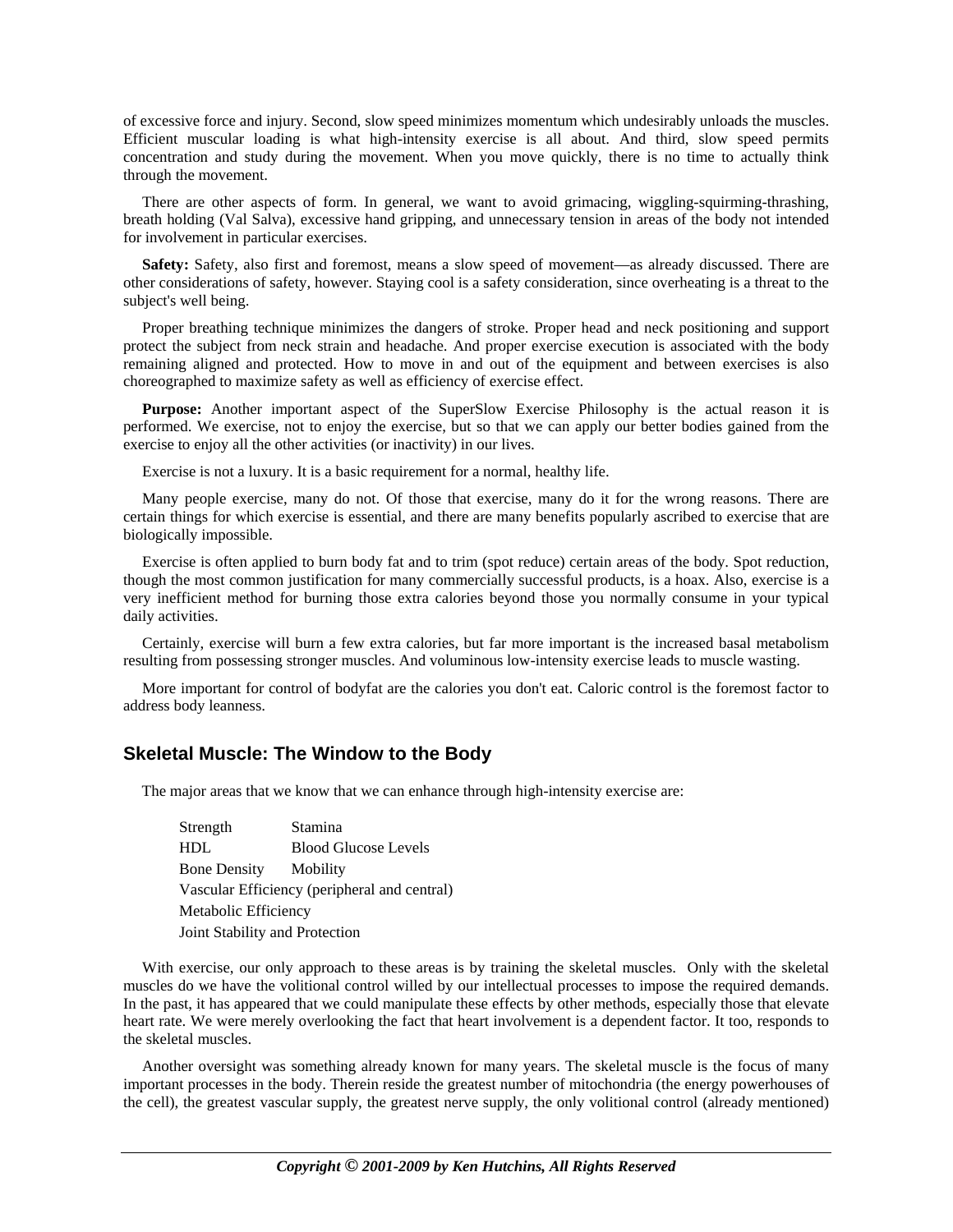of excessive force and injury. Second, slow speed minimizes momentum which undesirably unloads the muscles. Efficient muscular loading is what high-intensity exercise is all about. And third, slow speed permits concentration and study during the movement. When you move quickly, there is no time to actually think through the movement.

There are other aspects of form. In general, we want to avoid grimacing, wiggling-squirming-thrashing, breath holding (Val Salva), excessive hand gripping, and unnecessary tension in areas of the body not intended for involvement in particular exercises.

**Safety:** Safety, also first and foremost, means a slow speed of movement—as already discussed. There are other considerations of safety, however. Staying cool is a safety consideration, since overheating is a threat to the subject's well being.

Proper breathing technique minimizes the dangers of stroke. Proper head and neck positioning and support protect the subject from neck strain and headache. And proper exercise execution is associated with the body remaining aligned and protected. How to move in and out of the equipment and between exercises is also choreographed to maximize safety as well as efficiency of exercise effect.

**Purpose:** Another important aspect of the SuperSlow Exercise Philosophy is the actual reason it is performed. We exercise, not to enjoy the exercise, but so that we can apply our better bodies gained from the exercise to enjoy all the other activities (or inactivity) in our lives.

Exercise is not a luxury. It is a basic requirement for a normal, healthy life.

Many people exercise, many do not. Of those that exercise, many do it for the wrong reasons. There are certain things for which exercise is essential, and there are many benefits popularly ascribed to exercise that are biologically impossible.

Exercise is often applied to burn body fat and to trim (spot reduce) certain areas of the body. Spot reduction, though the most common justification for many commercially successful products, is a hoax. Also, exercise is a very inefficient method for burning those extra calories beyond those you normally consume in your typical daily activities.

Certainly, exercise will burn a few extra calories, but far more important is the increased basal metabolism resulting from possessing stronger muscles. And voluminous low-intensity exercise leads to muscle wasting.

More important for control of bodyfat are the calories you don't eat. Caloric control is the foremost factor to address body leanness.

## Skeletal Muscle: The Window to the Body

The major areas that we know that we can enhance through high-intensity exercise are:

- Strength
- Stamina
- HDL
- Blood Glucose Levels
- Bone Density
- Mobility
- Vascular Efficiency (peripheral and central)
- Metabolic Efficiency
- Joint Stability and Protection

With exercise, our only approach to these areas is by training the skeletal muscles. Only with the skeletal muscles do we have the volitional control willed by our intellectual processes to impose the required demands. In the past, it has appeared that we could manipulate these effects by other methods, especially those that elevate heart rate. We were merely overlooking the fact that heart involvement is a dependent factor. It too, responds to the skeletal muscles.

Another oversight was something already known for many years. The skeletal muscle is the focus of many important processes in the body. Therein reside the greatest number of mitochondria (the energy powerhouses of the cell), the greatest vascular supply, the greatest nerve supply, the only volitional control (already mentioned)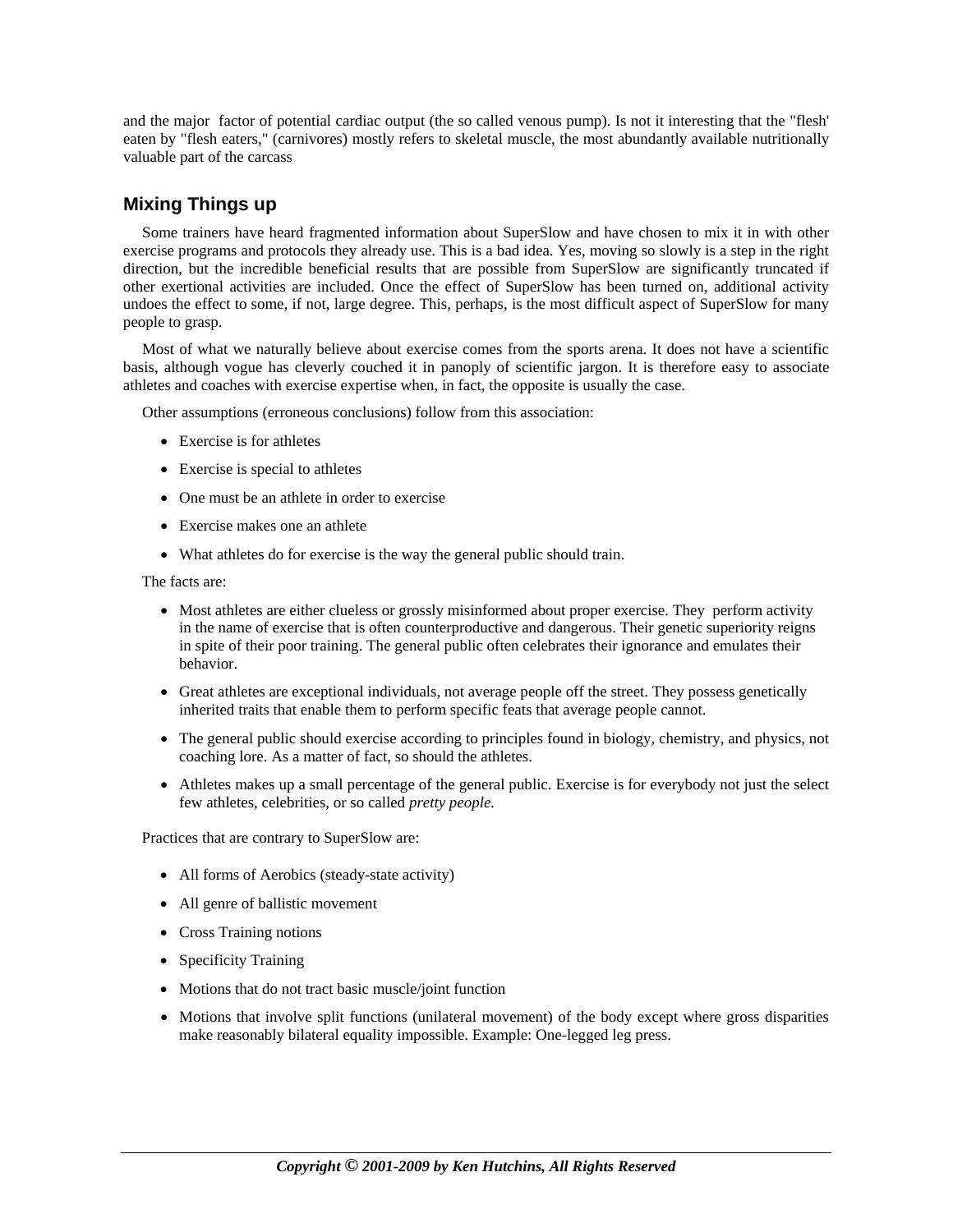and the major factor of potential cardiac output (the so called venous pump). Is not it interesting that the "flesh' eaten by "flesh eaters," (carnivores) mostly refers to skeletal muscle, the most abundantly available nutritionally valuable part of the carcass

## Mixing Things up

Some trainers have heard fragmented information about SuperSlow and have chosen to mix it in with other exercise programs and protocols they already use. This is a bad idea. Yes, moving so slowly is a step in the right direction, but the incredible beneficial results that are possible from SuperSlow are significantly truncated if other exertional activities are included. Once the effect of SuperSlow has been turned on, additional activity undoes the effect to some, if not, large degree. This, perhaps, is the most difficult aspect of SuperSlow for many people to grasp.

Most of what we naturally believe about exercise comes from the sports arena. It does not have a scientific basis, although vogue has cleverly couched it in panoply of scientific jargon. It is therefore easy to associate athletes and coaches with exercise expertise when, in fact, the opposite is usually the case.

Other assumptions (erroneous conclusions) follow from this association:

- Exercise is for athletes
- Exercise is special to athletes
- One must be an athlete in order to exercise
- Exercise makes one an athlete
- What athletes do for exercise is the way the general public should train.

The facts are:

- Most athletes are either clueless or grossly misinformed about proper exercise. They perform activity in the name of exercise that is often counterproductive and dangerous. Their genetic superiority reigns in spite of their poor training. The general public often celebrates their ignorance and emulates their behavior.
- Great athletes are exceptional individuals, not average people off the street. They possess genetically inherited traits that enable them to perform specific feats that average people cannot.
- The general public should exercise according to principles found in biology, chemistry, and physics, not coaching lore. As a matter of fact, so should the athletes.
- Athletes makes up a small percentage of the general public. Exercise is for everybody not just the select few athletes, celebrities, or so called *pretty people.*

Practices that are contrary to SuperSlow are:

- All forms of Aerobics (steady-state activity)
- All genre of ballistic movement
- Cross Training notions
- Specificity Training
- Motions that do not tract basic muscle/joint function
- Motions that involve split functions (unilateral movement) of the body except where gross disparities make reasonably bilateral equality impossible. Example: One-legged leg press.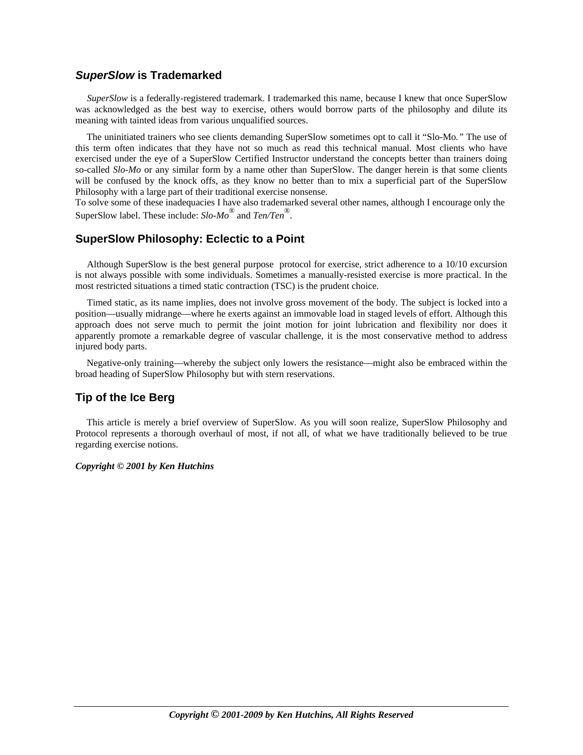## *SuperSlow* is Trademarked

*SuperSlow* is a federally-registered trademark. I trademarked this name, because I knew that once SuperSlow was acknowledged as the best way to exercise, others would borrow parts of the philosophy and dilute its meaning with tainted ideas from various unqualified sources.

The uninitiated trainers who see clients demanding SuperSlow sometimes opt to call it "Slo-Mo*.*" The use of this term often indicates that they have not so much as read this technical manual. Most clients who have exercised under the eye of a SuperSlow Certified Instructor understand the concepts better than trainers doing so-called *Slo-Mo* or any similar form by a name other than SuperSlow. The danger herein is that some clients will be confused by the knock offs, as they know no better than to mix a superficial part of the SuperSlow Philosophy with a large part of their traditional exercise nonsense.
To solve some of these inadequacies I have also trademarked several other names, although I encourage only the SuperSlow label. These include: *Slo-Mo*® and *Ten/Ten*®.

## SuperSlow Philosophy: Eclectic to a Point

Although SuperSlow is the best general purpose protocol for exercise, strict adherence to a 10/10 excursion is not always possible with some individuals. Sometimes a manually-resisted exercise is more practical. In the most restricted situations a timed static contraction (TSC) is the prudent choice.

Timed static, as its name implies, does not involve gross movement of the body. The subject is locked into a position—usually midrange—where he exerts against an immovable load in staged levels of effort. Although this approach does not serve much to permit the joint motion for joint lubrication and flexibility nor does it apparently promote a remarkable degree of vascular challenge, it is the most conservative method to address injured body parts.

Negative-only training—whereby the subject only lowers the resistance—might also be embraced within the broad heading of SuperSlow Philosophy but with stern reservations.

## Tip of the Ice Berg

This article is merely a brief overview of SuperSlow. As you will soon realize, SuperSlow Philosophy and Protocol represents a thorough overhaul of most, if not all, of what we have traditionally believed to be true regarding exercise notions.

***Copyright © 2001 by Ken Hutchins***